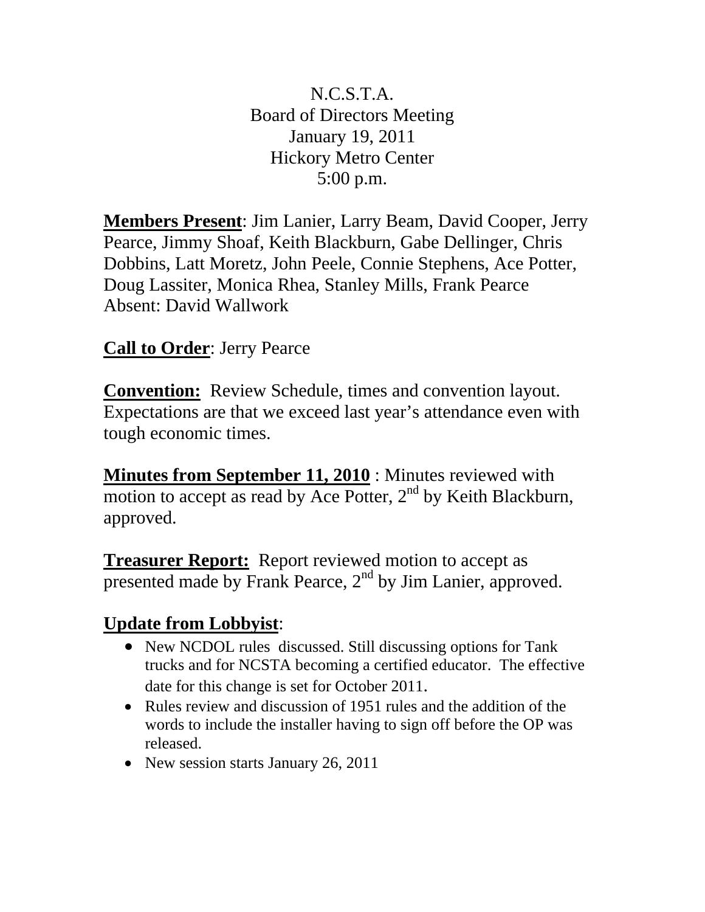N.C.S.T.A.
Board of Directors Meeting
January 19, 2011
Hickory Metro Center
5:00 p.m.

**Members Present**: Jim Lanier, Larry Beam, David Cooper, Jerry Pearce, Jimmy Shoaf, Keith Blackburn, Gabe Dellinger, Chris Dobbins, Latt Moretz, John Peele, Connie Stephens, Ace Potter, Doug Lassiter, Monica Rhea, Stanley Mills, Frank Pearce
Absent: David Wallwork

**Call to Order**: Jerry Pearce

**Convention:** Review Schedule, times and convention layout. Expectations are that we exceed last year's attendance even with tough economic times.

**Minutes from September 11, 2010** : Minutes reviewed with motion to accept as read by Ace Potter, 2nd by Keith Blackburn, approved.

**Treasurer Report:** Report reviewed motion to accept as presented made by Frank Pearce, 2nd by Jim Lanier, approved.

**Update from Lobbyist**:

- New NCDOL rules discussed. Still discussing options for Tank trucks and for NCSTA becoming a certified educator. The effective date for this change is set for October 2011.
- Rules review and discussion of 1951 rules and the addition of the words to include the installer having to sign off before the OP was released.
- New session starts January 26, 2011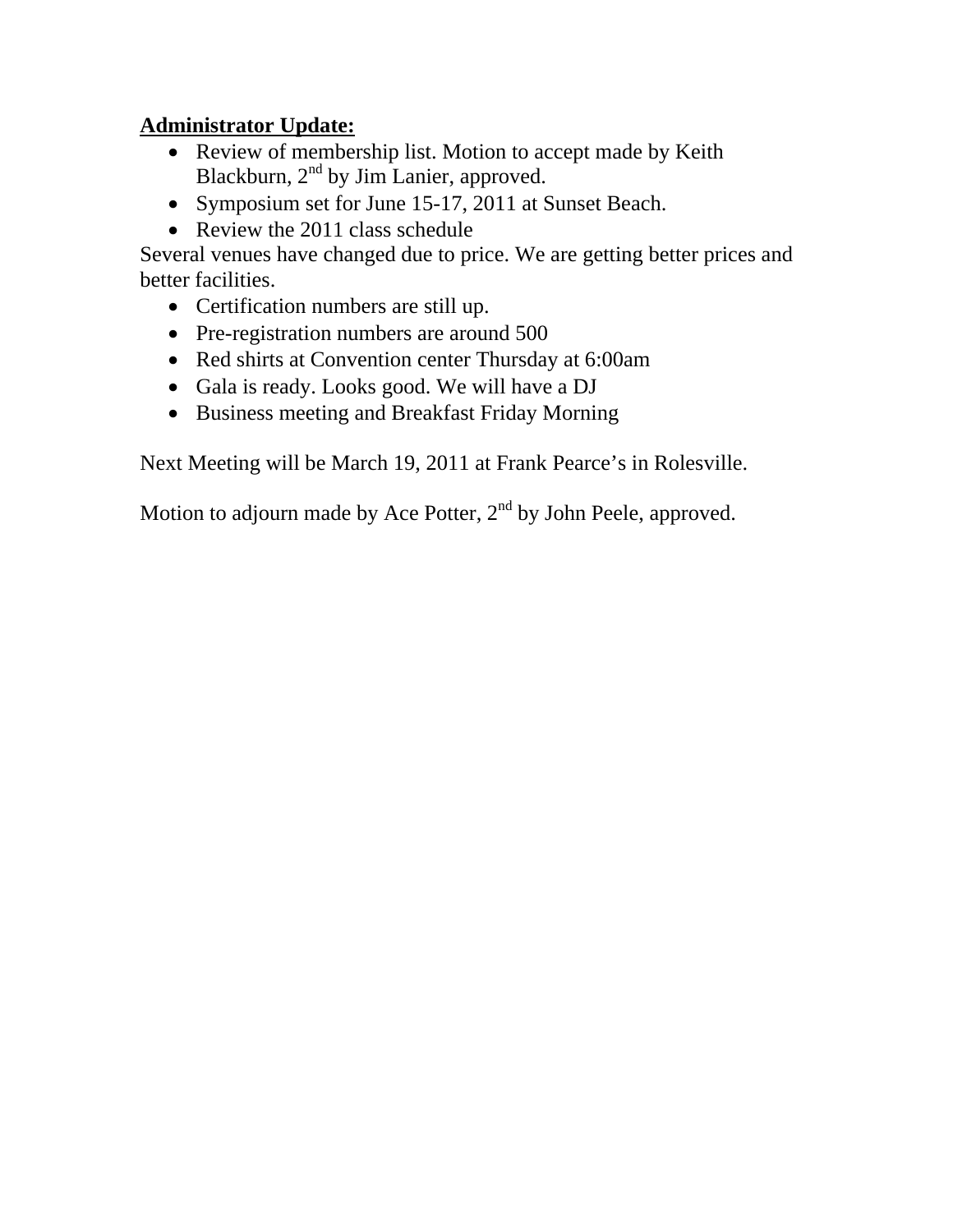**Administrator Update:**

- Review of membership list. Motion to accept made by Keith Blackburn, 2nd by Jim Lanier, approved.
- Symposium set for June 15-17, 2011 at Sunset Beach.
- Review the 2011 class schedule

Several venues have changed due to price. We are getting better prices and better facilities.

- Certification numbers are still up.
- Pre-registration numbers are around 500
- Red shirts at Convention center Thursday at 6:00am
- Gala is ready. Looks good. We will have a DJ
- Business meeting and Breakfast Friday Morning

Next Meeting will be March 19, 2011 at Frank Pearce's in Rolesville.

Motion to adjourn made by Ace Potter, 2nd by John Peele, approved.